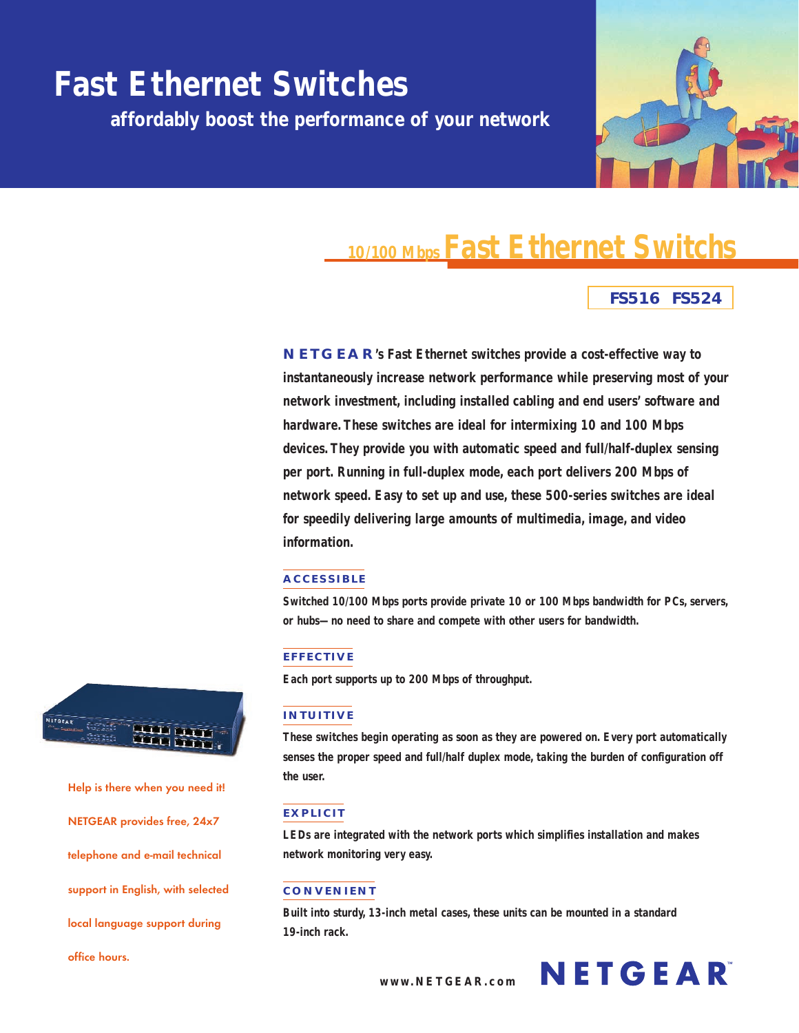# Fast Ethernet Switches

## affordably boost the performance of your network

## 10/100 Mbps Fast Ethernet Switchs

**FS516 FS524**

**NETGEAR's Fast Ethernet switches provide a cost-effective way to instantaneously increase network performance while preserving most of your network investment, including installed cabling and end users' software and hardware. These switches are ideal for intermixing 10 and 100 Mbps devices. They provide you with automatic speed and full/half-duplex sensing per port. Running in full-duplex mode, each port delivers 200 Mbps of network speed. Easy to set up and use, these 500-series switches are ideal for speedily delivering large amounts of multimedia, image, and video information.**

### ACCESSIBLE

Switched 10/100 Mbps ports provide private 10 or 100 Mbps bandwidth for PCs, servers, or hubs—no need to share and compete with other users for bandwidth.

### EFFECTIVE

Each port supports up to 200 Mbps of throughput.

### INTUITIVE

These switches begin operating as soon as they are powered on. Every port automatically senses the proper speed and full/half duplex mode, taking the burden of configuration off the user.

### EXPLICIT

LEDs are integrated with the network ports which simplifies installation and makes network monitoring very easy.

### CONVENIENT

Built into sturdy, 13-inch metal cases, these units can be mounted in a standard 19-inch rack.

Help is there when you need it! NETGEAR provides free, 24x7 telephone and e-mail technical support in English, with selected local language support during office hours.

www.NETGEAR.com NETGEAR™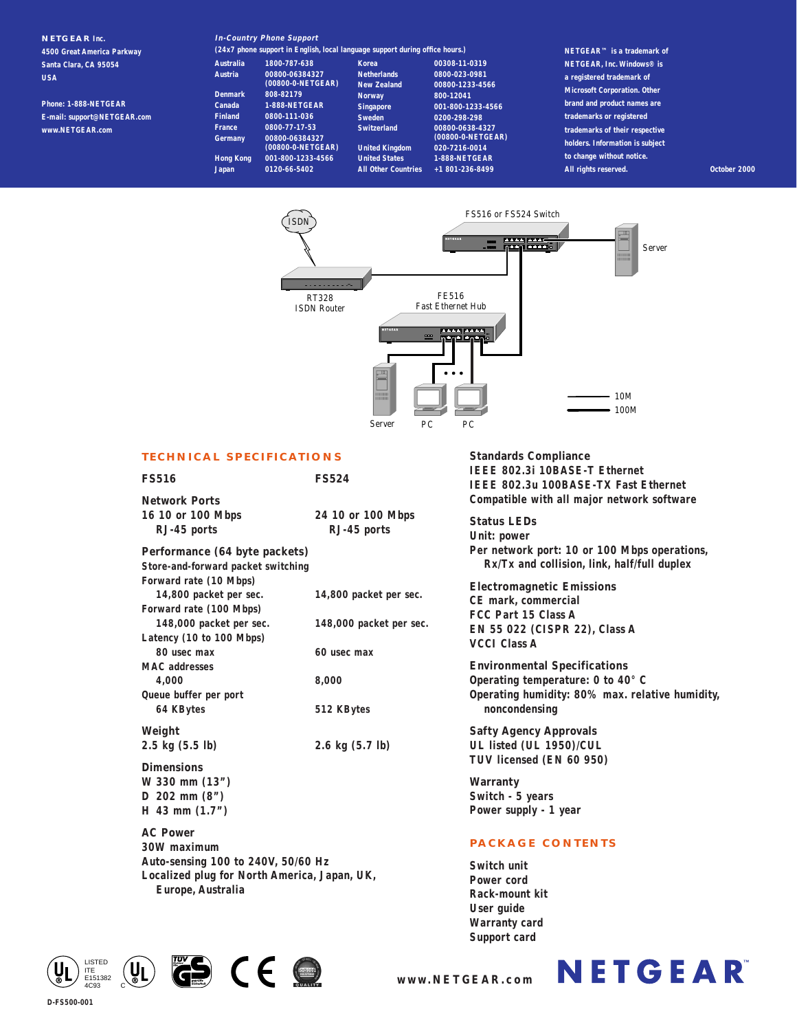**NETGEAR Inc.**
4500 Great America Parkway
Santa Clara, CA 95054
USA

Phone: 1-888-NETGEAR
E-mail: support@NETGEAR.com
www.NETGEAR.com

*In-Country Phone Support*
(24x7 phone support in English, local language support during office hours.)

| | | | |
|---|---|---|---|
| Australia | 1800-787-638 | Korea | 00308-11-0319 |
| Austria | 00800-06384327 (00800-0-NETGEAR) | Netherlands | 0800-023-0981 |
| | | New Zealand | 00800-1233-4566 |
| Denmark | 808-82179 | Norway | 800-12041 |
| Canada | 1-888-NETGEAR | Singapore | 001-800-1233-4566 |
| Finland | 0800-111-036 | Sweden | 0200-298-298 |
| France | 0800-77-17-53 | Switzerland | 00800-0638-4327 (00800-0-NETGEAR) |
| Germany | 00800-06384327 (00800-0-NETGEAR) | United Kingdom | 020-7216-0014 |
| Hong Kong | 001-800-1233-4566 | United States | 1-888-NETGEAR |
| Japan | 0120-66-5402 | All Other Countries | +1 801-236-8499 |

NETGEAR™ is a trademark of NETGEAR, Inc. Windows® is a registered trademark of Microsoft Corporation. Other brand and product names are trademarks or registered trademarks of their respective holders. Information is subject to change without notice. All rights reserved.

October 2000

ISDN
FS516 or FS524 Switch
Server
RT328
ISDN Router
FE516
Fast Ethernet Hub
Server
PC
PC
10M
100M

## TECHNICAL SPECIFICATIONS

| | FS516 | FS524 |
|---|---|---|
| **Network Ports** | 16 10 or 100 Mbps RJ-45 ports | 24 10 or 100 Mbps RJ-45 ports |
| **Performance (64 byte packets)** Store-and-forward packet switching | | |
| Forward rate (10 Mbps) | 14,800 packet per sec. | 14,800 packet per sec. |
| Forward rate (100 Mbps) | 148,000 packet per sec. | 148,000 packet per sec. |
| Latency (10 to 100 Mbps) | 80 usec max | 60 usec max |
| MAC addresses | 4,000 | 8,000 |
| Queue buffer per port | 64 KBytes | 512 KBytes |
| **Weight** | 2.5 kg (5.5 lb) | 2.6 kg (5.7 lb) |

**Dimensions**
W 330 mm (13")
D 202 mm (8")
H 43 mm (1.7")

**AC Power**
30W maximum
Auto-sensing 100 to 240V, 50/60 Hz
Localized plug for North America, Japan, UK, Europe, Australia

**Standards Compliance**
IEEE 802.3i 10BASE-T Ethernet
IEEE 802.3u 100BASE-TX Fast Ethernet
Compatible with all major network software

**Status LEDs**
Unit: power
Per network port: 10 or 100 Mbps operations, Rx/Tx and collision, link, half/full duplex

**Electromagnetic Emissions**
CE mark, commercial
FCC Part 15 Class A
EN 55 022 (CISPR 22), Class A
VCCI Class A

**Environmental Specifications**
Operating temperature: 0 to 40° C
Operating humidity: 80% max. relative humidity, noncondensing

**Safty Agency Approvals**
UL listed (UL 1950)/CUL
TUV licensed (EN 60 950)

**Warranty**
Switch - 5 years
Power supply - 1 year

## PACKAGE CONTENTS

Switch unit
Power cord
Rack-mount kit
User guide
Warranty card
Support card

LISTED ITE E151382 4C93

www.NETGEAR.com

NETGEAR™

D-FS500-001